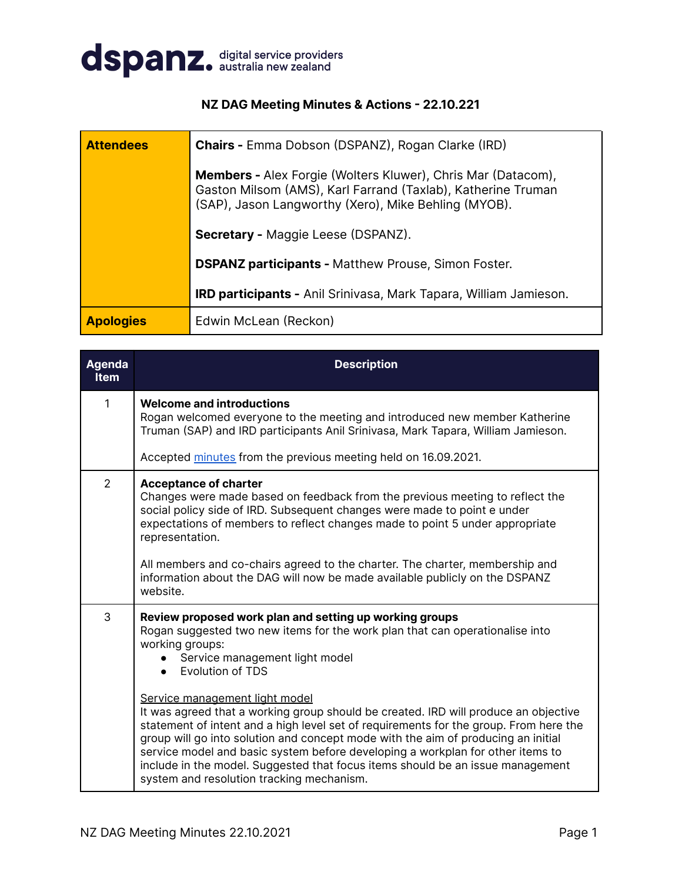**dspanz.** digital service providers australia new zealand

## NZ DAG Meeting Minutes & Actions - 22.10.221

| | |
|---|---|
| **Attendees** | **Chairs -** Emma Dobson (DSPANZ), Rogan Clarke (IRD)<br><br>**Members -** Alex Forgie (Wolters Kluwer), Chris Mar (Datacom), Gaston Milsom (AMS), Karl Farrand (Taxlab), Katherine Truman (SAP), Jason Langworthy (Xero), Mike Behling (MYOB).<br><br>**Secretary -** Maggie Leese (DSPANZ).<br><br>**DSPANZ participants -** Matthew Prouse, Simon Foster.<br><br>**IRD participants -** Anil Srinivasa, Mark Tapara, William Jamieson. |
| **Apologies** | Edwin McLean (Reckon) |

| Agenda Item | Description |
|---|---|
| 1 | **Welcome and introductions**<br>Rogan welcomed everyone to the meeting and introduced new member Katherine Truman (SAP) and IRD participants Anil Srinivasa, Mark Tapara, William Jamieson.<br><br>Accepted minutes from the previous meeting held on 16.09.2021. |
| 2 | **Acceptance of charter**<br>Changes were made based on feedback from the previous meeting to reflect the social policy side of IRD. Subsequent changes were made to point e under expectations of members to reflect changes made to point 5 under appropriate representation.<br><br>All members and co-chairs agreed to the charter. The charter, membership and information about the DAG will now be made available publicly on the DSPANZ website. |
| 3 | **Review proposed work plan and setting up working groups**<br>Rogan suggested two new items for the work plan that can operationalise into working groups:<br>• Service management light model<br>• Evolution of TDS<br><br>Service management light model<br>It was agreed that a working group should be created. IRD will produce an objective statement of intent and a high level set of requirements for the group. From here the group will go into solution and concept mode with the aim of producing an initial service model and basic system before developing a workplan for other items to include in the model. Suggested that focus items should be an issue management system and resolution tracking mechanism. |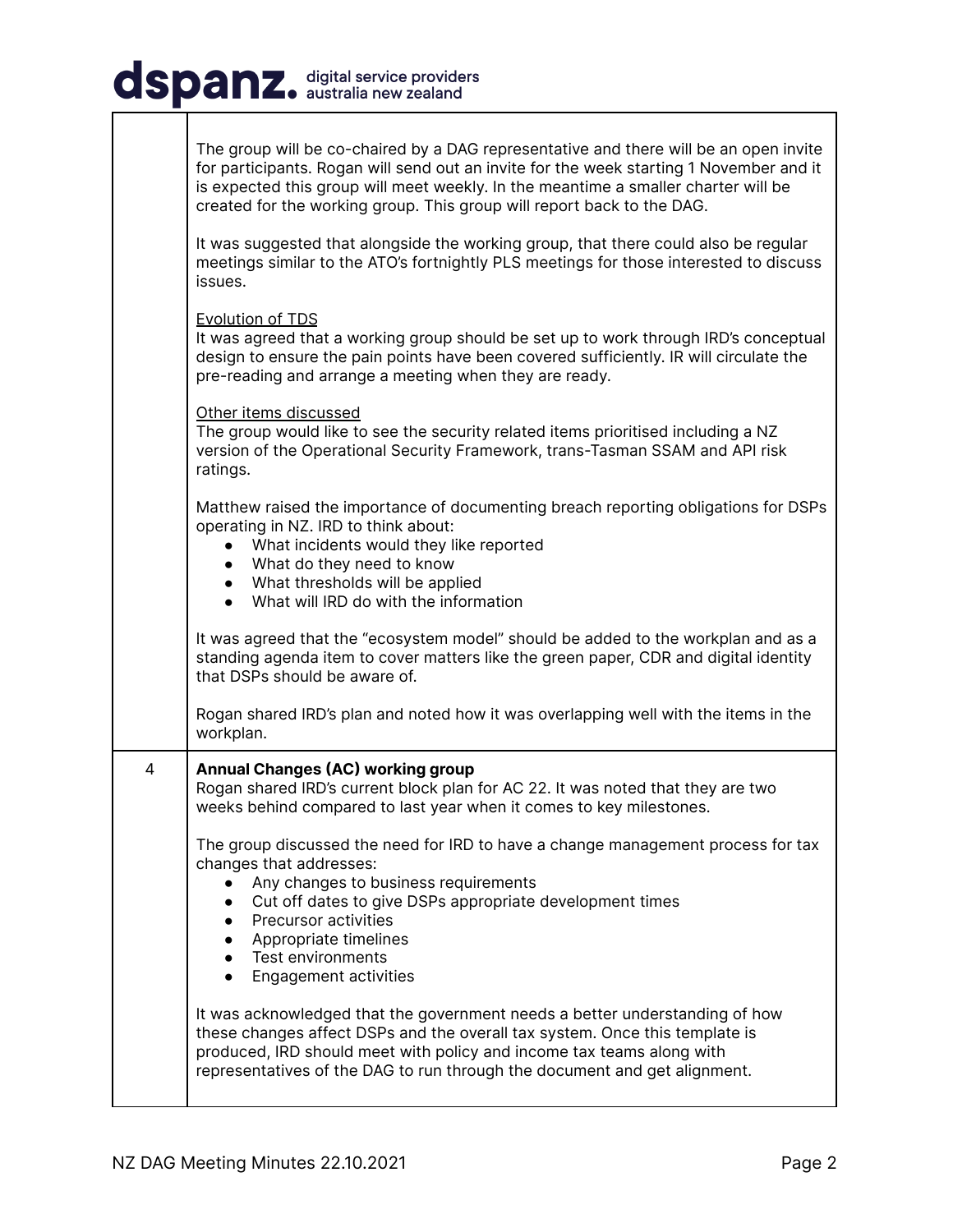| | |
|---|---|
| | The group will be co-chaired by a DAG representative and there will be an open invite for participants. Rogan will send out an invite for the week starting 1 November and it is expected this group will meet weekly. In the meantime a smaller charter will be created for the working group. This group will report back to the DAG.<br><br>It was suggested that alongside the working group, that there could also be regular meetings similar to the ATO's fortnightly PLS meetings for those interested to discuss issues.<br><br><u>Evolution of TDS</u><br>It was agreed that a working group should be set up to work through IRD's conceptual design to ensure the pain points have been covered sufficiently. IR will circulate the pre-reading and arrange a meeting when they are ready.<br><br><u>Other items discussed</u><br>The group would like to see the security related items prioritised including a NZ version of the Operational Security Framework, trans-Tasman SSAM and API risk ratings.<br><br>Matthew raised the importance of documenting breach reporting obligations for DSPs operating in NZ. IRD to think about:<br>• What incidents would they like reported<br>• What do they need to know<br>• What thresholds will be applied<br>• What will IRD do with the information<br><br>It was agreed that the "ecosystem model" should be added to the workplan and as a standing agenda item to cover matters like the green paper, CDR and digital identity that DSPs should be aware of.<br><br>Rogan shared IRD's plan and noted how it was overlapping well with the items in the workplan. |
| 4 | **Annual Changes (AC) working group**<br>Rogan shared IRD's current block plan for AC 22. It was noted that they are two weeks behind compared to last year when it comes to key milestones.<br><br>The group discussed the need for IRD to have a change management process for tax changes that addresses:<br>• Any changes to business requirements<br>• Cut off dates to give DSPs appropriate development times<br>• Precursor activities<br>• Appropriate timelines<br>• Test environments<br>• Engagement activities<br><br>It was acknowledged that the government needs a better understanding of how these changes affect DSPs and the overall tax system. Once this template is produced, IRD should meet with policy and income tax teams along with representatives of the DAG to run through the document and get alignment. |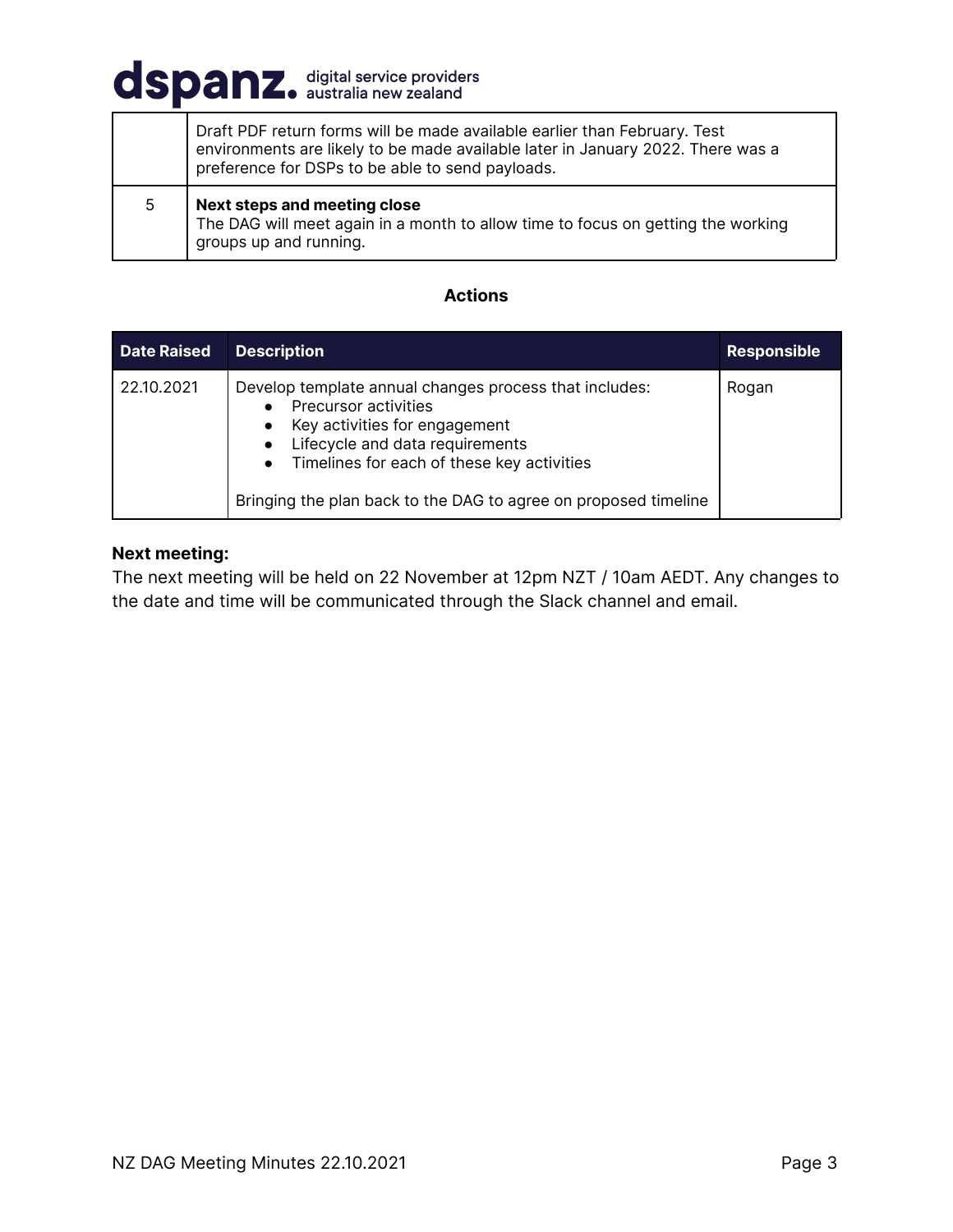| | |
|---|---|
| | Draft PDF return forms will be made available earlier than February. Test environments are likely to be made available later in January 2022. There was a preference for DSPs to be able to send payloads. |
| 5 | **Next steps and meeting close**<br>The DAG will meet again in a month to allow time to focus on getting the working groups up and running. |

**Actions**

| Date Raised | Description | Responsible |
|---|---|---|
| 22.10.2021 | Develop template annual changes process that includes:<br>• Precursor activities<br>• Key activities for engagement<br>• Lifecycle and data requirements<br>• Timelines for each of these key activities<br><br>Bringing the plan back to the DAG to agree on proposed timeline | Rogan |

**Next meeting:**

The next meeting will be held on 22 November at 12pm NZT / 10am AEDT. Any changes to the date and time will be communicated through the Slack channel and email.